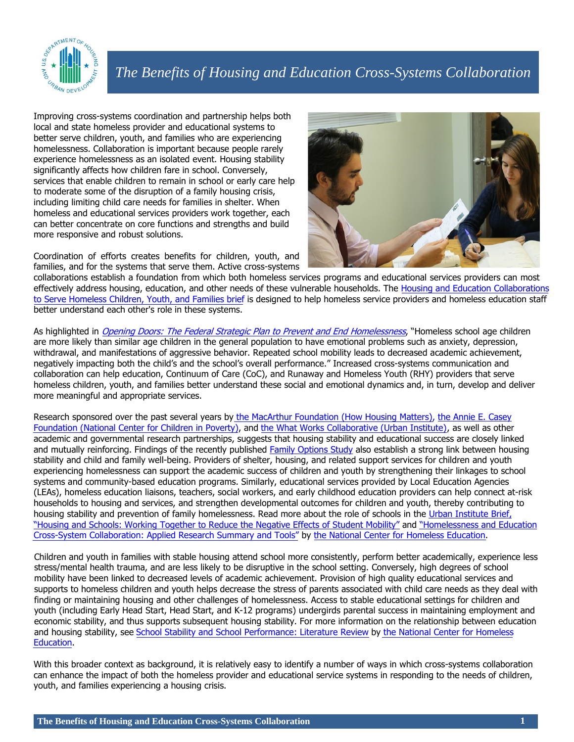# The Benefits of Housing and Education Cross-Systems Collaboration

Improving cross-systems coordination and partnership helps both local and state homeless provider and educational systems to better serve children, youth, and families who are experiencing homelessness. Collaboration is important because people rarely experience homelessness as an isolated event. Housing stability significantly affects how children fare in school. Conversely, services that enable children to remain in school or early care help to moderate some of the disruption of a family housing crisis, including limiting child care needs for families in shelter. When homeless and educational services providers work together, each can better concentrate on core functions and strengths and build more responsive and robust solutions.

Coordination of efforts creates benefits for children, youth, and families, and for the systems that serve them. Active cross-systems collaborations establish a foundation from which both homeless services programs and educational services providers can most effectively address housing, education, and other needs of these vulnerable households. The Housing and Education Collaborations to Serve Homeless Children, Youth, and Families brief is designed to help homeless service providers and homeless education staff better understand each other's role in these systems.

As highlighted in *Opening Doors: The Federal Strategic Plan to Prevent and End Homelessness*, "Homeless school age children are more likely than similar age children in the general population to have emotional problems such as anxiety, depression, withdrawal, and manifestations of aggressive behavior. Repeated school mobility leads to decreased academic achievement, negatively impacting both the child's and the school's overall performance." Increased cross-systems communication and collaboration can help education, Continuum of Care (CoC), and Runaway and Homeless Youth (RHY) providers that serve homeless children, youth, and families better understand these social and emotional dynamics and, in turn, develop and deliver more meaningful and appropriate services.

Research sponsored over the past several years by the MacArthur Foundation (How Housing Matters), the Annie E. Casey Foundation (National Center for Children in Poverty), and the What Works Collaborative (Urban Institute), as well as other academic and governmental research partnerships, suggests that housing stability and educational success are closely linked and mutually reinforcing. Findings of the recently published Family Options Study also establish a strong link between housing stability and child and family well-being. Providers of shelter, housing, and related support services for children and youth experiencing homelessness can support the academic success of children and youth by strengthening their linkages to school systems and community-based education programs. Similarly, educational services provided by Local Education Agencies (LEAs), homeless education liaisons, teachers, social workers, and early childhood education providers can help connect at-risk households to housing and services, and strengthen developmental outcomes for children and youth, thereby contributing to housing stability and prevention of family homelessness. Read more about the role of schools in the Urban Institute Brief, "Housing and Schools: Working Together to Reduce the Negative Effects of Student Mobility" and "Homelessness and Education Cross-System Collaboration: Applied Research Summary and Tools" by the National Center for Homeless Education.

Children and youth in families with stable housing attend school more consistently, perform better academically, experience less stress/mental health trauma, and are less likely to be disruptive in the school setting. Conversely, high degrees of school mobility have been linked to decreased levels of academic achievement. Provision of high quality educational services and supports to homeless children and youth helps decrease the stress of parents associated with child care needs as they deal with finding or maintaining housing and other challenges of homelessness. Access to stable educational settings for children and youth (including Early Head Start, Head Start, and K-12 programs) undergirds parental success in maintaining employment and economic stability, and thus supports subsequent housing stability. For more information on the relationship between education and housing stability, see School Stability and School Performance: Literature Review by the National Center for Homeless Education.

With this broader context as background, it is relatively easy to identify a number of ways in which cross-systems collaboration can enhance the impact of both the homeless provider and educational service systems in responding to the needs of children, youth, and families experiencing a housing crisis.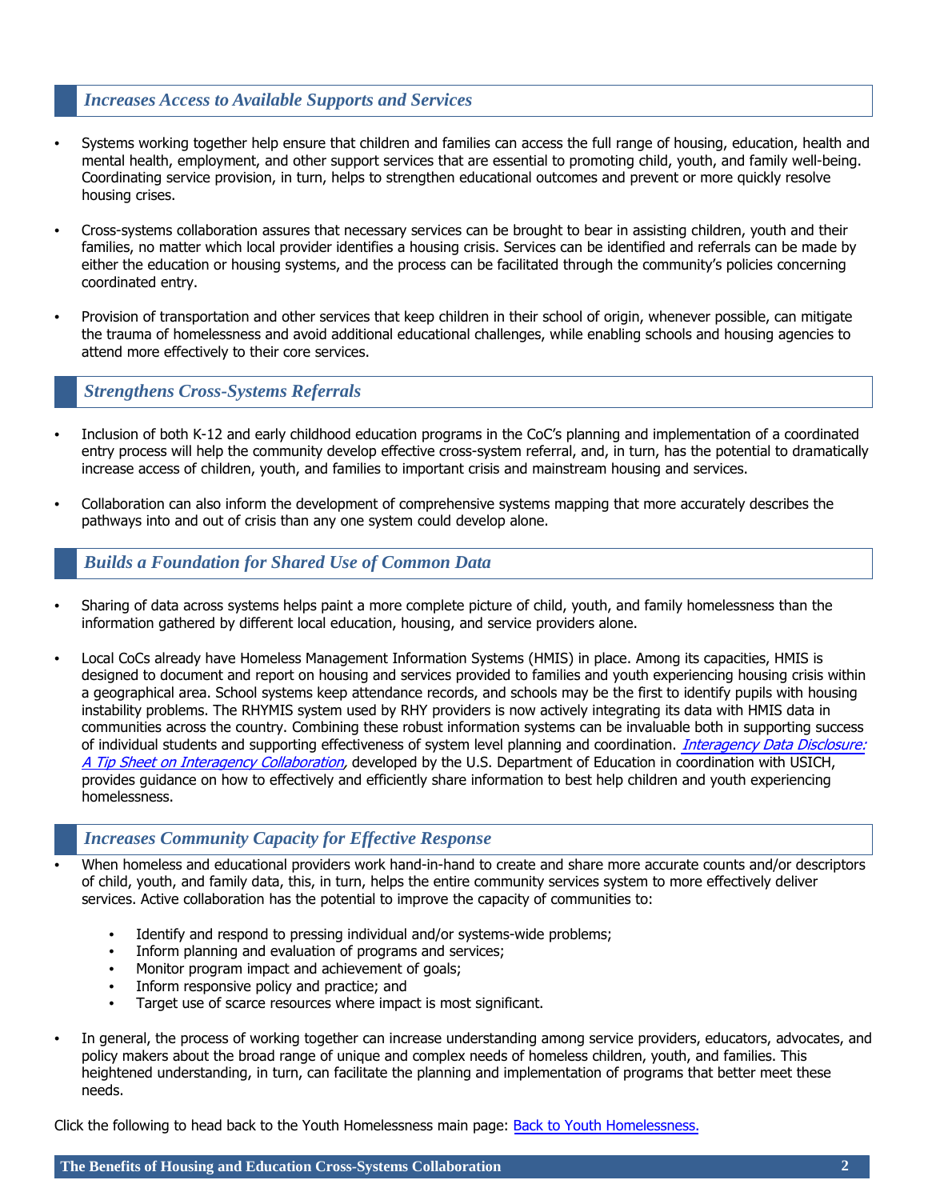## *Increases Access to Available Supports and Services*

- Systems working together help ensure that children and families can access the full range of housing, education, health and mental health, employment, and other support services that are essential to promoting child, youth, and family well-being. Coordinating service provision, in turn, helps to strengthen educational outcomes and prevent or more quickly resolve housing crises.

- Cross-systems collaboration assures that necessary services can be brought to bear in assisting children, youth and their families, no matter which local provider identifies a housing crisis. Services can be identified and referrals can be made by either the education or housing systems, and the process can be facilitated through the community's policies concerning coordinated entry.

- Provision of transportation and other services that keep children in their school of origin, whenever possible, can mitigate the trauma of homelessness and avoid additional educational challenges, while enabling schools and housing agencies to attend more effectively to their core services.

## *Strengthens Cross-Systems Referrals*

- Inclusion of both K-12 and early childhood education programs in the CoC's planning and implementation of a coordinated entry process will help the community develop effective cross-system referral, and, in turn, has the potential to dramatically increase access of children, youth, and families to important crisis and mainstream housing and services.

- Collaboration can also inform the development of comprehensive systems mapping that more accurately describes the pathways into and out of crisis than any one system could develop alone.

## *Builds a Foundation for Shared Use of Common Data*

- Sharing of data across systems helps paint a more complete picture of child, youth, and family homelessness than the information gathered by different local education, housing, and service providers alone.

- Local CoCs already have Homeless Management Information Systems (HMIS) in place. Among its capacities, HMIS is designed to document and report on housing and services provided to families and youth experiencing housing crisis within a geographical area. School systems keep attendance records, and schools may be the first to identify pupils with housing instability problems. The RHYMIS system used by RHY providers is now actively integrating its data with HMIS data in communities across the country. Combining these robust information systems can be invaluable both in supporting success of individual students and supporting effectiveness of system level planning and coordination. *Interagency Data Disclosure: A Tip Sheet on Interagency Collaboration*, developed by the U.S. Department of Education in coordination with USICH, provides guidance on how to effectively and efficiently share information to best help children and youth experiencing homelessness.

## *Increases Community Capacity for Effective Response*

- When homeless and educational providers work hand-in-hand to create and share more accurate counts and/or descriptors of child, youth, and family data, this, in turn, helps the entire community services system to more effectively deliver services. Active collaboration has the potential to improve the capacity of communities to:

  - Identify and respond to pressing individual and/or systems-wide problems;
  - Inform planning and evaluation of programs and services;
  - Monitor program impact and achievement of goals;
  - Inform responsive policy and practice; and
  - Target use of scarce resources where impact is most significant.

- In general, the process of working together can increase understanding among service providers, educators, advocates, and policy makers about the broad range of unique and complex needs of homeless children, youth, and families. This heightened understanding, in turn, can facilitate the planning and implementation of programs that better meet these needs.

Click the following to head back to the Youth Homelessness main page: Back to Youth Homelessness.